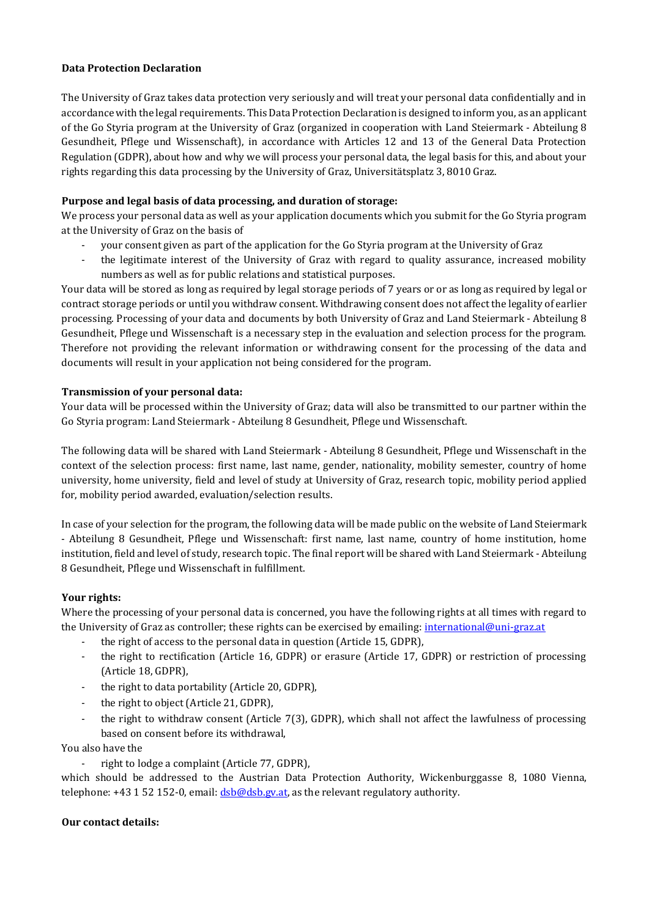**Data Protection Declaration**

The University of Graz takes data protection very seriously and will treat your personal data confidentially and in accordance with the legal requirements. This Data Protection Declaration is designed to inform you, as an applicant of the Go Styria program at the University of Graz (organized in cooperation with Land Steiermark - Abteilung 8 Gesundheit, Pflege und Wissenschaft), in accordance with Articles 12 and 13 of the General Data Protection Regulation (GDPR), about how and why we will process your personal data, the legal basis for this, and about your rights regarding this data processing by the University of Graz, Universitätsplatz 3, 8010 Graz.

**Purpose and legal basis of data processing, and duration of storage:**

We process your personal data as well as your application documents which you submit for the Go Styria program at the University of Graz on the basis of

- your consent given as part of the application for the Go Styria program at the University of Graz
- the legitimate interest of the University of Graz with regard to quality assurance, increased mobility numbers as well as for public relations and statistical purposes.

Your data will be stored as long as required by legal storage periods of 7 years or or as long as required by legal or contract storage periods or until you withdraw consent. Withdrawing consent does not affect the legality of earlier processing. Processing of your data and documents by both University of Graz and Land Steiermark - Abteilung 8 Gesundheit, Pflege und Wissenschaft is a necessary step in the evaluation and selection process for the program. Therefore not providing the relevant information or withdrawing consent for the processing of the data and documents will result in your application not being considered for the program.

**Transmission of your personal data:**

Your data will be processed within the University of Graz; data will also be transmitted to our partner within the Go Styria program: Land Steiermark - Abteilung 8 Gesundheit, Pflege und Wissenschaft.

The following data will be shared with Land Steiermark - Abteilung 8 Gesundheit, Pflege und Wissenschaft in the context of the selection process: first name, last name, gender, nationality, mobility semester, country of home university, home university, field and level of study at University of Graz, research topic, mobility period applied for, mobility period awarded, evaluation/selection results.

In case of your selection for the program, the following data will be made public on the website of Land Steiermark - Abteilung 8 Gesundheit, Pflege und Wissenschaft: first name, last name, country of home institution, home institution, field and level of study, research topic. The final report will be shared with Land Steiermark - Abteilung 8 Gesundheit, Pflege und Wissenschaft in fulfillment.

**Your rights:**

Where the processing of your personal data is concerned, you have the following rights at all times with regard to the University of Graz as controller; these rights can be exercised by emailing: international@uni-graz.at

- the right of access to the personal data in question (Article 15, GDPR),
- the right to rectification (Article 16, GDPR) or erasure (Article 17, GDPR) or restriction of processing (Article 18, GDPR),
- the right to data portability (Article 20, GDPR),
- the right to object (Article 21, GDPR),
- the right to withdraw consent (Article 7(3), GDPR), which shall not affect the lawfulness of processing based on consent before its withdrawal,

You also have the

- right to lodge a complaint (Article 77, GDPR),

which should be addressed to the Austrian Data Protection Authority, Wickenburggasse 8, 1080 Vienna, telephone: +43 1 52 152-0, email: dsb@dsb.gv.at, as the relevant regulatory authority.

**Our contact details:**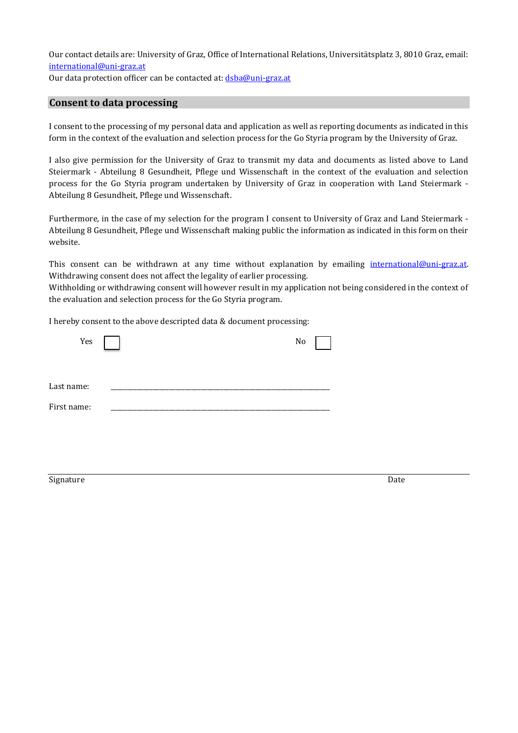Our contact details are: University of Graz, Office of International Relations, Universitätsplatz 3, 8010 Graz, email: international@uni-graz.at
Our data protection officer can be contacted at: dsba@uni-graz.at

## Consent to data processing

I consent to the processing of my personal data and application as well as reporting documents as indicated in this form in the context of the evaluation and selection process for the Go Styria program by the University of Graz.

I also give permission for the University of Graz to transmit my data and documents as listed above to Land Steiermark - Abteilung 8 Gesundheit, Pflege und Wissenschaft in the context of the evaluation and selection process for the Go Styria program undertaken by University of Graz in cooperation with Land Steiermark - Abteilung 8 Gesundheit, Pflege und Wissenschaft.

Furthermore, in the case of my selection for the program I consent to University of Graz and Land Steiermark - Abteilung 8 Gesundheit, Pflege und Wissenschaft making public the information as indicated in this form on their website.

This consent can be withdrawn at any time without explanation by emailing international@uni-graz.at. Withdrawing consent does not affect the legality of earlier processing.
Withholding or withdrawing consent will however result in my application not being considered in the context of the evaluation and selection process for the Go Styria program.

I hereby consent to the above descripted data & document processing:

Yes ☐ No ☐

Last name: ____________________________________________

First name: ____________________________________________

Signature Date